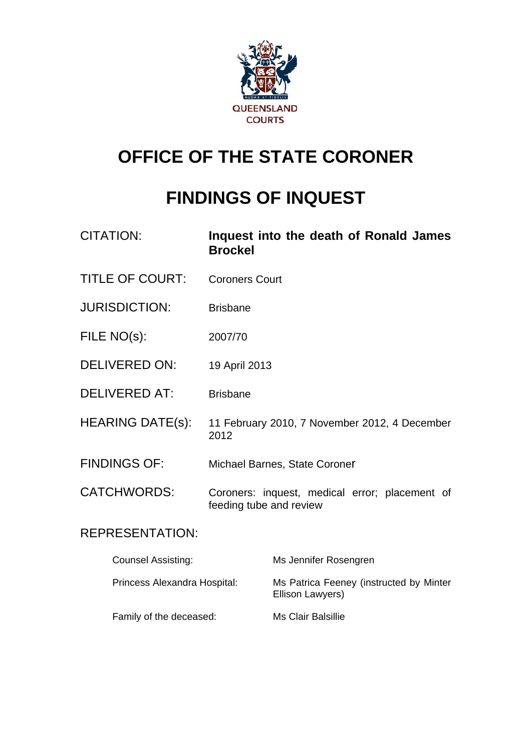QUEENSLAND COURTS

# OFFICE OF THE STATE CORONER

# FINDINGS OF INQUEST

| | |
|---|---|
| CITATION: | **Inquest into the death of Ronald James Brockel** |
| TITLE OF COURT: | Coroners Court |
| JURISDICTION: | Brisbane |
| FILE NO(s): | 2007/70 |
| DELIVERED ON: | 19 April 2013 |
| DELIVERED AT: | Brisbane |
| HEARING DATE(s): | 11 February 2010, 7 November 2012, 4 December 2012 |
| FINDINGS OF: | Michael Barnes, State Coroner |
| CATCHWORDS: | Coroners: inquest, medical error; placement of feeding tube and review |

REPRESENTATION:

| | |
|---|---|
| Counsel Assisting: | Ms Jennifer Rosengren |
| Princess Alexandra Hospital: | Ms Patrica Feeney (instructed by Minter Ellison Lawyers) |
| Family of the deceased: | Ms Clair Balsillie |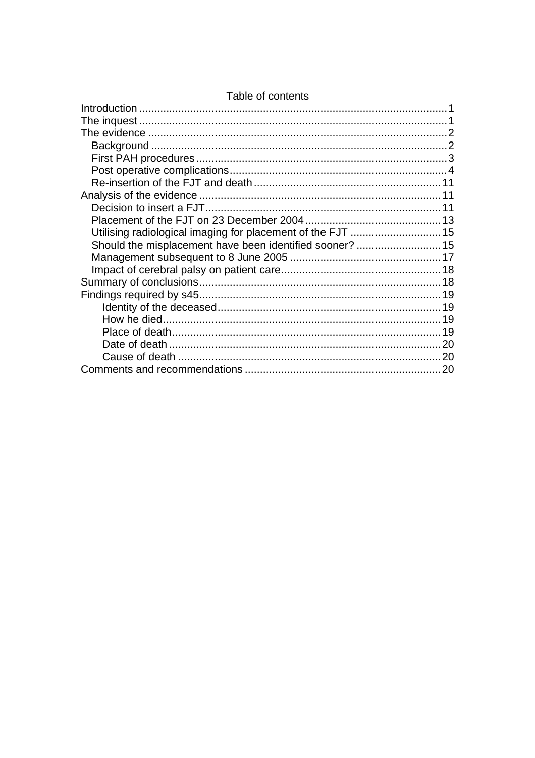Table of contents

- Introduction ..... 1
- The inquest ..... 1
- The evidence ..... 2
  - Background ..... 2
  - First PAH procedures ..... 3
  - Post operative complications ..... 4
  - Re-insertion of the FJT and death ..... 11
- Analysis of the evidence ..... 11
  - Decision to insert a FJT ..... 11
  - Placement of the FJT on 23 December 2004 ..... 13
  - Utilising radiological imaging for placement of the FJT ..... 15
  - Should the misplacement have been identified sooner? ..... 15
  - Management subsequent to 8 June 2005 ..... 17
  - Impact of cerebral palsy on patient care ..... 18
- Summary of conclusions ..... 18
- Findings required by s45 ..... 19
    - Identity of the deceased ..... 19
    - How he died ..... 19
    - Place of death ..... 19
    - Date of death ..... 20
    - Cause of death ..... 20
- Comments and recommendations ..... 20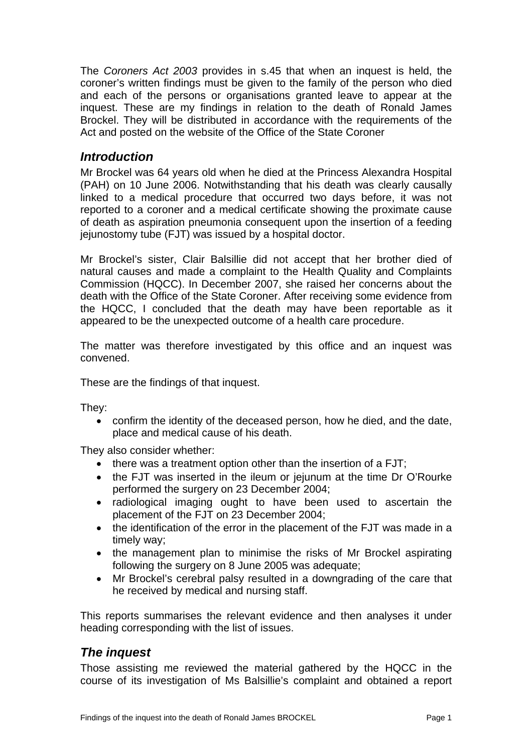The *Coroners Act 2003* provides in s.45 that when an inquest is held, the coroner's written findings must be given to the family of the person who died and each of the persons or organisations granted leave to appear at the inquest. These are my findings in relation to the death of Ronald James Brockel. They will be distributed in accordance with the requirements of the Act and posted on the website of the Office of the State Coroner

## *Introduction*

Mr Brockel was 64 years old when he died at the Princess Alexandra Hospital (PAH) on 10 June 2006. Notwithstanding that his death was clearly causally linked to a medical procedure that occurred two days before, it was not reported to a coroner and a medical certificate showing the proximate cause of death as aspiration pneumonia consequent upon the insertion of a feeding jejunostomy tube (FJT) was issued by a hospital doctor.

Mr Brockel's sister, Clair Balsillie did not accept that her brother died of natural causes and made a complaint to the Health Quality and Complaints Commission (HQCC). In December 2007, she raised her concerns about the death with the Office of the State Coroner. After receiving some evidence from the HQCC, I concluded that the death may have been reportable as it appeared to be the unexpected outcome of a health care procedure.

The matter was therefore investigated by this office and an inquest was convened.

These are the findings of that inquest.

They:

- confirm the identity of the deceased person, how he died, and the date, place and medical cause of his death.

They also consider whether:

- there was a treatment option other than the insertion of a FJT;
- the FJT was inserted in the ileum or jejunum at the time Dr O'Rourke performed the surgery on 23 December 2004;
- radiological imaging ought to have been used to ascertain the placement of the FJT on 23 December 2004;
- the identification of the error in the placement of the FJT was made in a timely way;
- the management plan to minimise the risks of Mr Brockel aspirating following the surgery on 8 June 2005 was adequate;
- Mr Brockel's cerebral palsy resulted in a downgrading of the care that he received by medical and nursing staff.

This reports summarises the relevant evidence and then analyses it under heading corresponding with the list of issues.

## *The inquest*

Those assisting me reviewed the material gathered by the HQCC in the course of its investigation of Ms Balsillie's complaint and obtained a report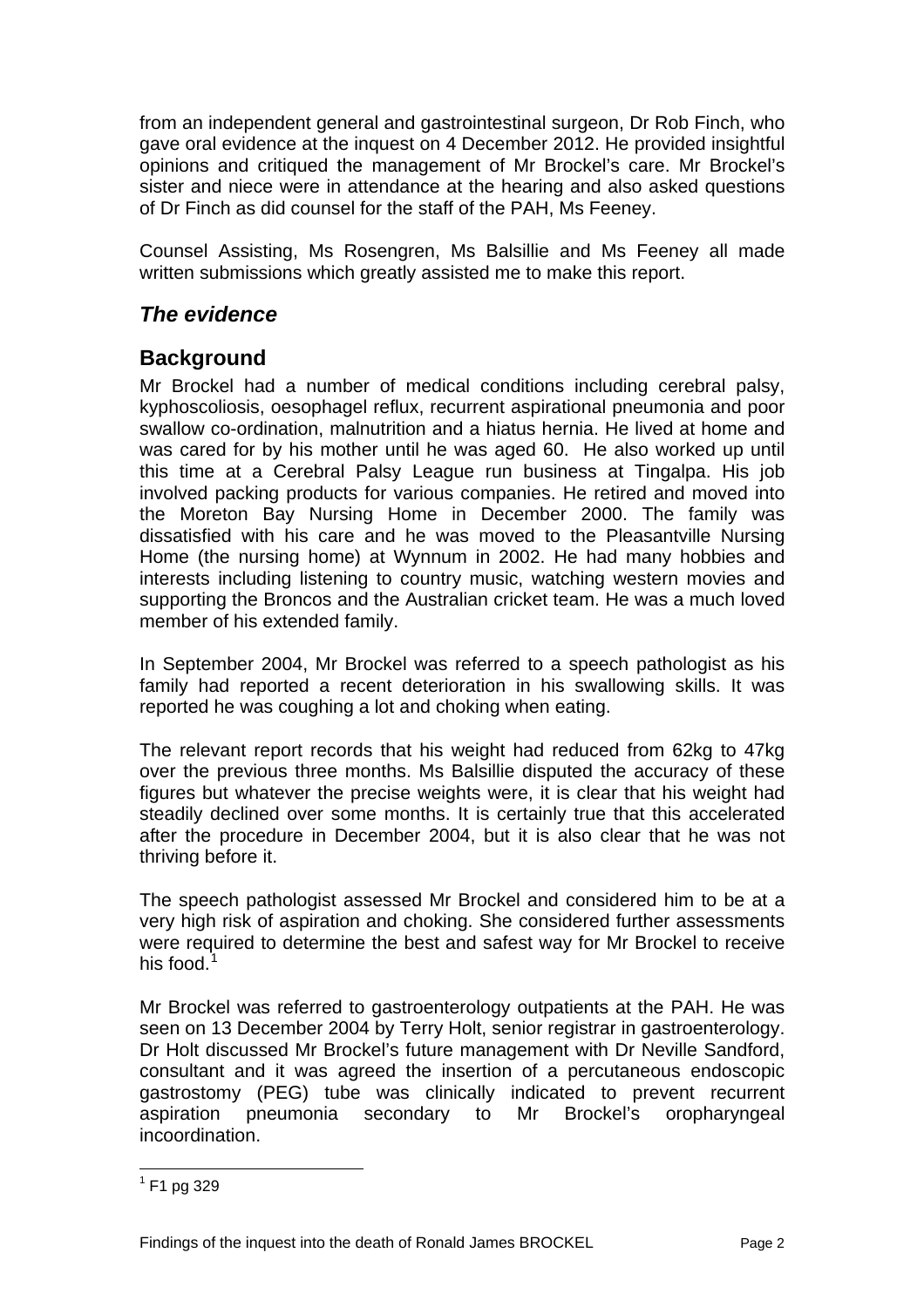from an independent general and gastrointestinal surgeon, Dr Rob Finch, who gave oral evidence at the inquest on 4 December 2012. He provided insightful opinions and critiqued the management of Mr Brockel's care. Mr Brockel's sister and niece were in attendance at the hearing and also asked questions of Dr Finch as did counsel for the staff of the PAH, Ms Feeney.

Counsel Assisting, Ms Rosengren, Ms Balsillie and Ms Feeney all made written submissions which greatly assisted me to make this report.

## *The evidence*

## Background

Mr Brockel had a number of medical conditions including cerebral palsy, kyphoscoliosis, oesophagel reflux, recurrent aspirational pneumonia and poor swallow co-ordination, malnutrition and a hiatus hernia. He lived at home and was cared for by his mother until he was aged 60. He also worked up until this time at a Cerebral Palsy League run business at Tingalpa. His job involved packing products for various companies. He retired and moved into the Moreton Bay Nursing Home in December 2000. The family was dissatisfied with his care and he was moved to the Pleasantville Nursing Home (the nursing home) at Wynnum in 2002. He had many hobbies and interests including listening to country music, watching western movies and supporting the Broncos and the Australian cricket team. He was a much loved member of his extended family.

In September 2004, Mr Brockel was referred to a speech pathologist as his family had reported a recent deterioration in his swallowing skills. It was reported he was coughing a lot and choking when eating.

The relevant report records that his weight had reduced from 62kg to 47kg over the previous three months. Ms Balsillie disputed the accuracy of these figures but whatever the precise weights were, it is clear that his weight had steadily declined over some months. It is certainly true that this accelerated after the procedure in December 2004, but it is also clear that he was not thriving before it.

The speech pathologist assessed Mr Brockel and considered him to be at a very high risk of aspiration and choking. She considered further assessments were required to determine the best and safest way for Mr Brockel to receive his food.[1]

Mr Brockel was referred to gastroenterology outpatients at the PAH. He was seen on 13 December 2004 by Terry Holt, senior registrar in gastroenterology. Dr Holt discussed Mr Brockel's future management with Dr Neville Sandford, consultant and it was agreed the insertion of a percutaneous endoscopic gastrostomy (PEG) tube was clinically indicated to prevent recurrent aspiration pneumonia secondary to Mr Brockel's oropharyngeal incoordination.

[1] F1 pg 329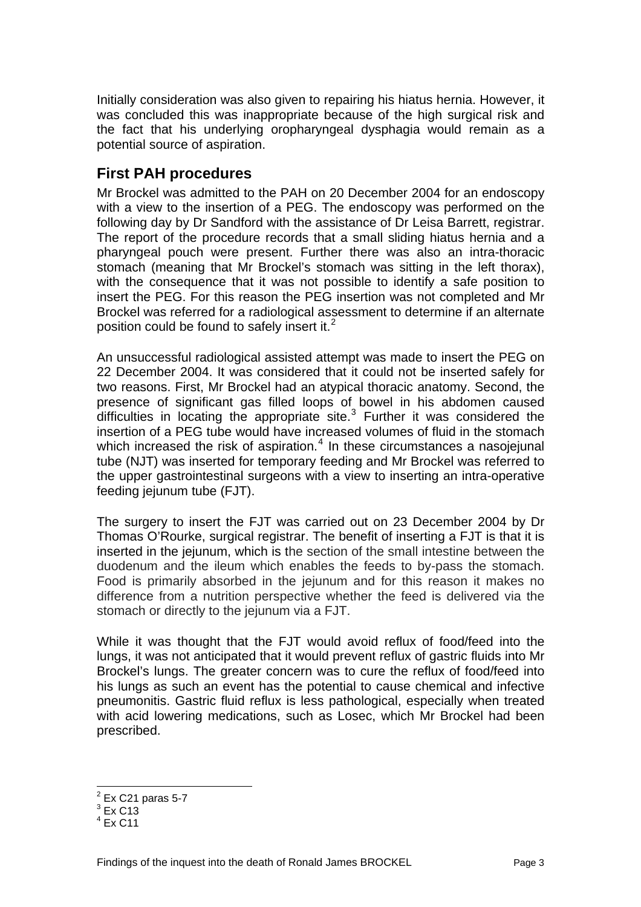Initially consideration was also given to repairing his hiatus hernia. However, it was concluded this was inappropriate because of the high surgical risk and the fact that his underlying oropharyngeal dysphagia would remain as a potential source of aspiration.

## First PAH procedures

Mr Brockel was admitted to the PAH on 20 December 2004 for an endoscopy with a view to the insertion of a PEG. The endoscopy was performed on the following day by Dr Sandford with the assistance of Dr Leisa Barrett, registrar. The report of the procedure records that a small sliding hiatus hernia and a pharyngeal pouch were present. Further there was also an intra-thoracic stomach (meaning that Mr Brockel's stomach was sitting in the left thorax), with the consequence that it was not possible to identify a safe position to insert the PEG. For this reason the PEG insertion was not completed and Mr Brockel was referred for a radiological assessment to determine if an alternate position could be found to safely insert it.[2]

An unsuccessful radiological assisted attempt was made to insert the PEG on 22 December 2004. It was considered that it could not be inserted safely for two reasons. First, Mr Brockel had an atypical thoracic anatomy. Second, the presence of significant gas filled loops of bowel in his abdomen caused difficulties in locating the appropriate site.[3] Further it was considered the insertion of a PEG tube would have increased volumes of fluid in the stomach which increased the risk of aspiration.[4] In these circumstances a nasojejunal tube (NJT) was inserted for temporary feeding and Mr Brockel was referred to the upper gastrointestinal surgeons with a view to inserting an intra-operative feeding jejunum tube (FJT).

The surgery to insert the FJT was carried out on 23 December 2004 by Dr Thomas O'Rourke, surgical registrar. The benefit of inserting a FJT is that it is inserted in the jejunum, which is the section of the small intestine between the duodenum and the ileum which enables the feeds to by-pass the stomach. Food is primarily absorbed in the jejunum and for this reason it makes no difference from a nutrition perspective whether the feed is delivered via the stomach or directly to the jejunum via a FJT.

While it was thought that the FJT would avoid reflux of food/feed into the lungs, it was not anticipated that it would prevent reflux of gastric fluids into Mr Brockel's lungs. The greater concern was to cure the reflux of food/feed into his lungs as such an event has the potential to cause chemical and infective pneumonitis. Gastric fluid reflux is less pathological, especially when treated with acid lowering medications, such as Losec, which Mr Brockel had been prescribed.

---

[2] Ex C21 paras 5-7

[3] Ex C13

[4] Ex C11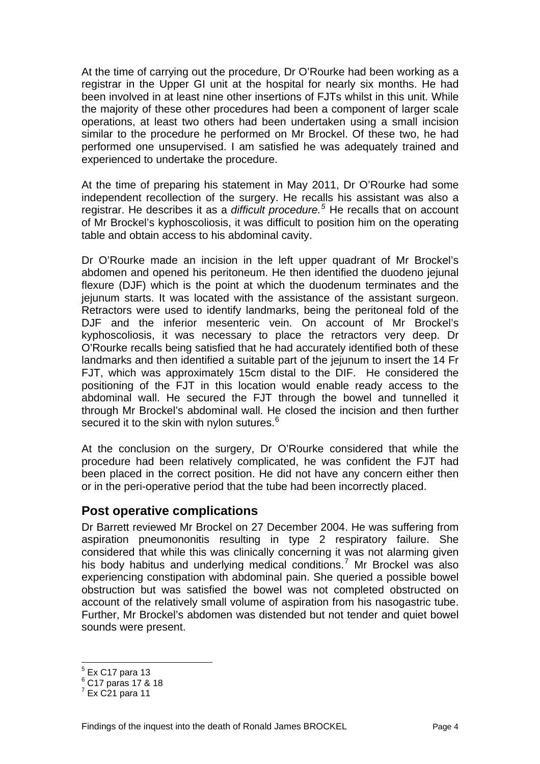At the time of carrying out the procedure, Dr O'Rourke had been working as a registrar in the Upper GI unit at the hospital for nearly six months. He had been involved in at least nine other insertions of FJTs whilst in this unit. While the majority of these other procedures had been a component of larger scale operations, at least two others had been undertaken using a small incision similar to the procedure he performed on Mr Brockel. Of these two, he had performed one unsupervised. I am satisfied he was adequately trained and experienced to undertake the procedure.

At the time of preparing his statement in May 2011, Dr O'Rourke had some independent recollection of the surgery. He recalls his assistant was also a registrar. He describes it as a *difficult procedure.*[5] He recalls that on account of Mr Brockel's kyphoscoliosis, it was difficult to position him on the operating table and obtain access to his abdominal cavity.

Dr O'Rourke made an incision in the left upper quadrant of Mr Brockel's abdomen and opened his peritoneum. He then identified the duodeno jejunal flexure (DJF) which is the point at which the duodenum terminates and the jejunum starts. It was located with the assistance of the assistant surgeon. Retractors were used to identify landmarks, being the peritoneal fold of the DJF and the inferior mesenteric vein. On account of Mr Brockel's kyphoscoliosis, it was necessary to place the retractors very deep. Dr O'Rourke recalls being satisfied that he had accurately identified both of these landmarks and then identified a suitable part of the jejunum to insert the 14 Fr FJT, which was approximately 15cm distal to the DIF. He considered the positioning of the FJT in this location would enable ready access to the abdominal wall. He secured the FJT through the bowel and tunnelled it through Mr Brockel's abdominal wall. He closed the incision and then further secured it to the skin with nylon sutures.[6]

At the conclusion on the surgery, Dr O'Rourke considered that while the procedure had been relatively complicated, he was confident the FJT had been placed in the correct position. He did not have any concern either then or in the peri-operative period that the tube had been incorrectly placed.

## Post operative complications

Dr Barrett reviewed Mr Brockel on 27 December 2004. He was suffering from aspiration pneumononitis resulting in type 2 respiratory failure. She considered that while this was clinically concerning it was not alarming given his body habitus and underlying medical conditions.[7] Mr Brockel was also experiencing constipation with abdominal pain. She queried a possible bowel obstruction but was satisfied the bowel was not completed obstructed on account of the relatively small volume of aspiration from his nasogastric tube. Further, Mr Brockel's abdomen was distended but not tender and quiet bowel sounds were present.

---

[5] Ex C17 para 13
[6] C17 paras 17 & 18
[7] Ex C21 para 11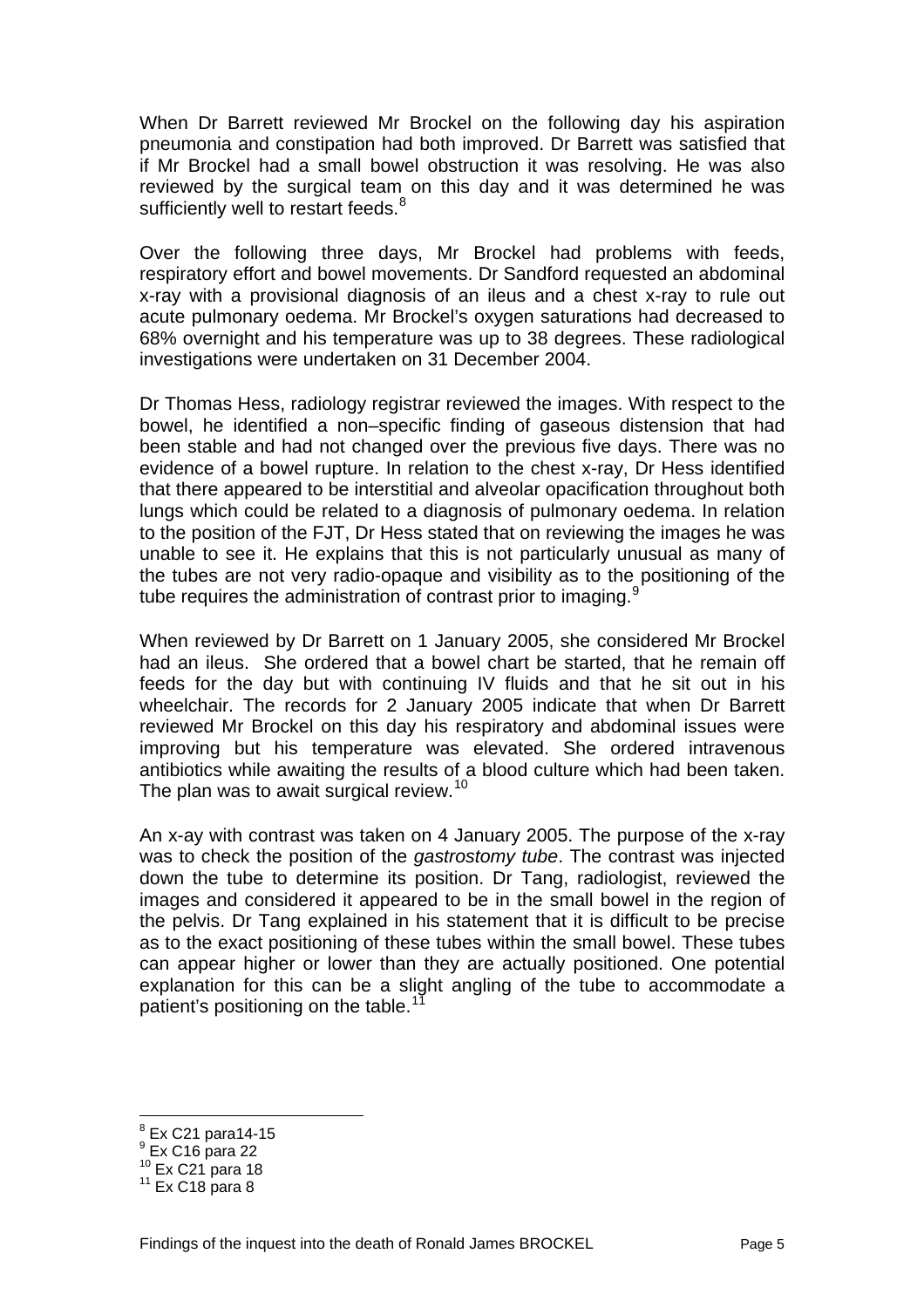When Dr Barrett reviewed Mr Brockel on the following day his aspiration pneumonia and constipation had both improved. Dr Barrett was satisfied that if Mr Brockel had a small bowel obstruction it was resolving. He was also reviewed by the surgical team on this day and it was determined he was sufficiently well to restart feeds.[8]

Over the following three days, Mr Brockel had problems with feeds, respiratory effort and bowel movements. Dr Sandford requested an abdominal x-ray with a provisional diagnosis of an ileus and a chest x-ray to rule out acute pulmonary oedema. Mr Brockel's oxygen saturations had decreased to 68% overnight and his temperature was up to 38 degrees. These radiological investigations were undertaken on 31 December 2004.

Dr Thomas Hess, radiology registrar reviewed the images. With respect to the bowel, he identified a non–specific finding of gaseous distension that had been stable and had not changed over the previous five days. There was no evidence of a bowel rupture. In relation to the chest x-ray, Dr Hess identified that there appeared to be interstitial and alveolar opacification throughout both lungs which could be related to a diagnosis of pulmonary oedema. In relation to the position of the FJT, Dr Hess stated that on reviewing the images he was unable to see it. He explains that this is not particularly unusual as many of the tubes are not very radio-opaque and visibility as to the positioning of the tube requires the administration of contrast prior to imaging.[9]

When reviewed by Dr Barrett on 1 January 2005, she considered Mr Brockel had an ileus. She ordered that a bowel chart be started, that he remain off feeds for the day but with continuing IV fluids and that he sit out in his wheelchair. The records for 2 January 2005 indicate that when Dr Barrett reviewed Mr Brockel on this day his respiratory and abdominal issues were improving but his temperature was elevated. She ordered intravenous antibiotics while awaiting the results of a blood culture which had been taken. The plan was to await surgical review.[10]

An x-ay with contrast was taken on 4 January 2005. The purpose of the x-ray was to check the position of the *gastrostomy tube*. The contrast was injected down the tube to determine its position. Dr Tang, radiologist, reviewed the images and considered it appeared to be in the small bowel in the region of the pelvis. Dr Tang explained in his statement that it is difficult to be precise as to the exact positioning of these tubes within the small bowel. These tubes can appear higher or lower than they are actually positioned. One potential explanation for this can be a slight angling of the tube to accommodate a patient's positioning on the table.[11]

---

[8] Ex C21 para14-15
[9] Ex C16 para 22
[10] Ex C21 para 18
[11] Ex C18 para 8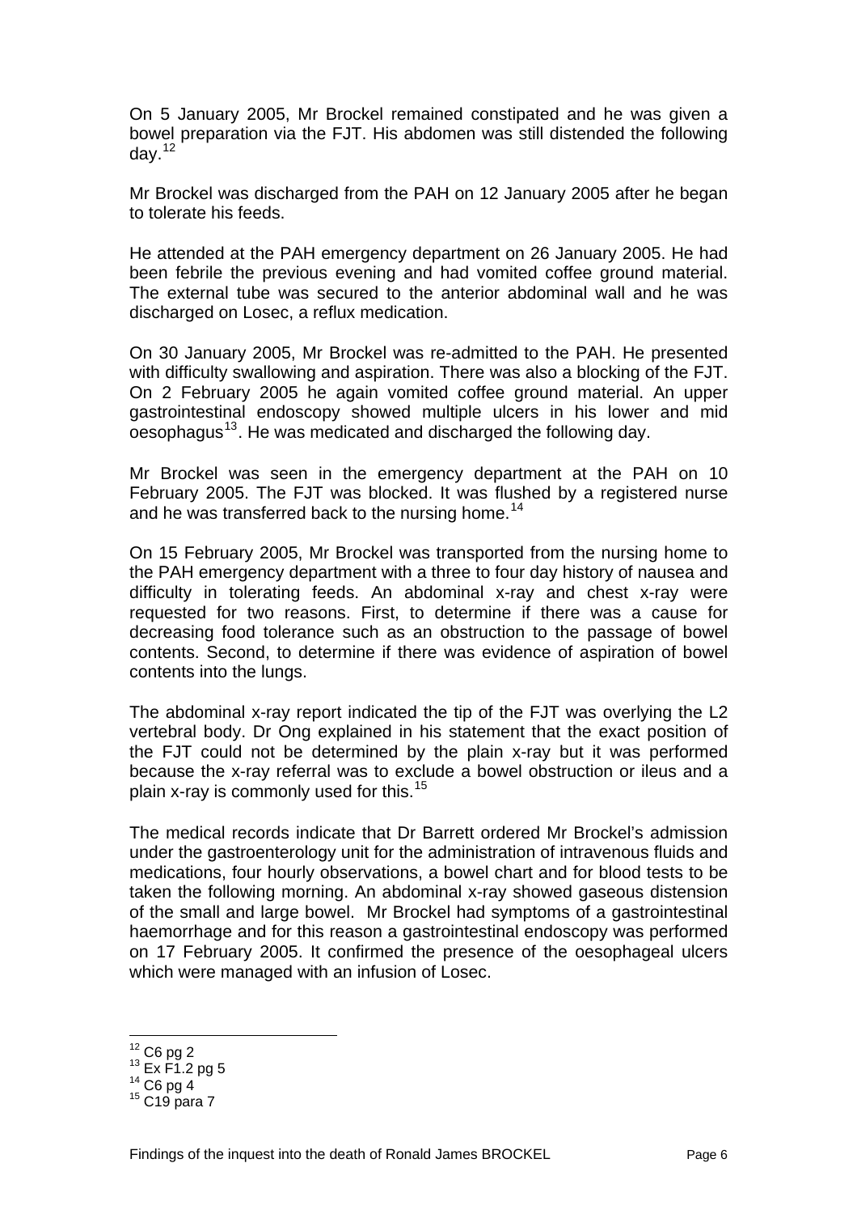On 5 January 2005, Mr Brockel remained constipated and he was given a bowel preparation via the FJT. His abdomen was still distended the following day.[12]

Mr Brockel was discharged from the PAH on 12 January 2005 after he began to tolerate his feeds.

He attended at the PAH emergency department on 26 January 2005. He had been febrile the previous evening and had vomited coffee ground material. The external tube was secured to the anterior abdominal wall and he was discharged on Losec, a reflux medication.

On 30 January 2005, Mr Brockel was re-admitted to the PAH. He presented with difficulty swallowing and aspiration. There was also a blocking of the FJT. On 2 February 2005 he again vomited coffee ground material. An upper gastrointestinal endoscopy showed multiple ulcers in his lower and mid oesophagus[13]. He was medicated and discharged the following day.

Mr Brockel was seen in the emergency department at the PAH on 10 February 2005. The FJT was blocked. It was flushed by a registered nurse and he was transferred back to the nursing home.[14]

On 15 February 2005, Mr Brockel was transported from the nursing home to the PAH emergency department with a three to four day history of nausea and difficulty in tolerating feeds. An abdominal x-ray and chest x-ray were requested for two reasons. First, to determine if there was a cause for decreasing food tolerance such as an obstruction to the passage of bowel contents. Second, to determine if there was evidence of aspiration of bowel contents into the lungs.

The abdominal x-ray report indicated the tip of the FJT was overlying the L2 vertebral body. Dr Ong explained in his statement that the exact position of the FJT could not be determined by the plain x-ray but it was performed because the x-ray referral was to exclude a bowel obstruction or ileus and a plain x-ray is commonly used for this.[15]

The medical records indicate that Dr Barrett ordered Mr Brockel's admission under the gastroenterology unit for the administration of intravenous fluids and medications, four hourly observations, a bowel chart and for blood tests to be taken the following morning. An abdominal x-ray showed gaseous distension of the small and large bowel. Mr Brockel had symptoms of a gastrointestinal haemorrhage and for this reason a gastrointestinal endoscopy was performed on 17 February 2005. It confirmed the presence of the oesophageal ulcers which were managed with an infusion of Losec.

---

[12] C6 pg 2
[13] Ex F1.2 pg 5
[14] C6 pg 4
[15] C19 para 7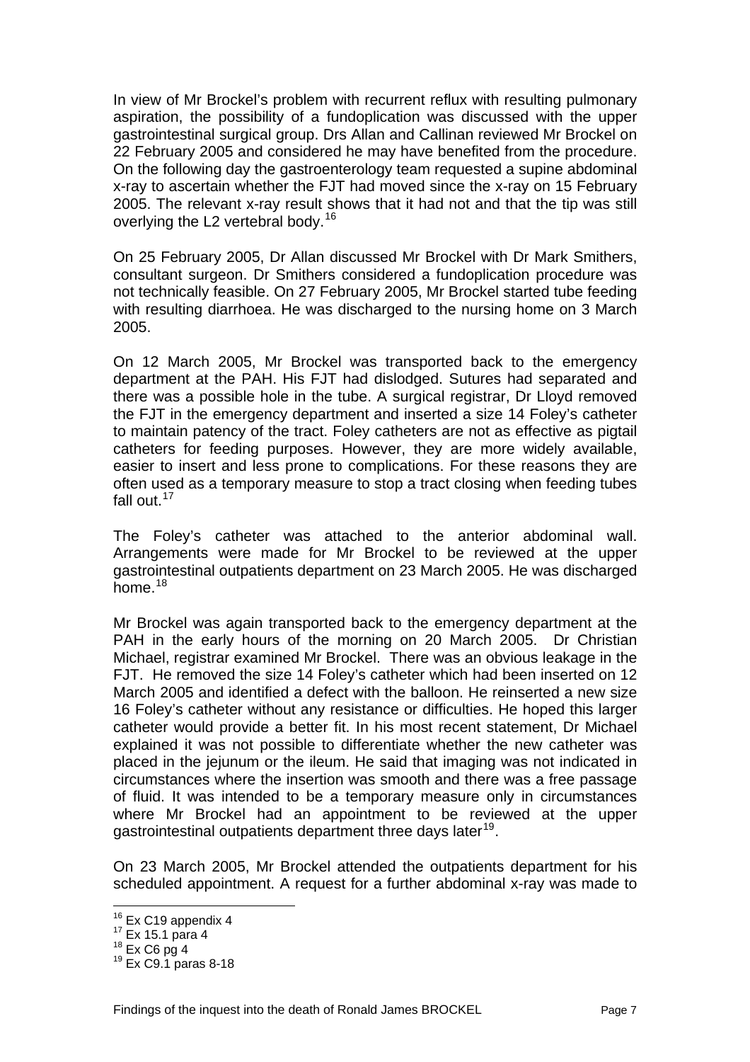In view of Mr Brockel's problem with recurrent reflux with resulting pulmonary aspiration, the possibility of a fundoplication was discussed with the upper gastrointestinal surgical group. Drs Allan and Callinan reviewed Mr Brockel on 22 February 2005 and considered he may have benefited from the procedure. On the following day the gastroenterology team requested a supine abdominal x-ray to ascertain whether the FJT had moved since the x-ray on 15 February 2005. The relevant x-ray result shows that it had not and that the tip was still overlying the L2 vertebral body.[16]

On 25 February 2005, Dr Allan discussed Mr Brockel with Dr Mark Smithers, consultant surgeon. Dr Smithers considered a fundoplication procedure was not technically feasible. On 27 February 2005, Mr Brockel started tube feeding with resulting diarrhoea. He was discharged to the nursing home on 3 March 2005.

On 12 March 2005, Mr Brockel was transported back to the emergency department at the PAH. His FJT had dislodged. Sutures had separated and there was a possible hole in the tube. A surgical registrar, Dr Lloyd removed the FJT in the emergency department and inserted a size 14 Foley's catheter to maintain patency of the tract. Foley catheters are not as effective as pigtail catheters for feeding purposes. However, they are more widely available, easier to insert and less prone to complications. For these reasons they are often used as a temporary measure to stop a tract closing when feeding tubes fall out.[17]

The Foley's catheter was attached to the anterior abdominal wall. Arrangements were made for Mr Brockel to be reviewed at the upper gastrointestinal outpatients department on 23 March 2005. He was discharged home.[18]

Mr Brockel was again transported back to the emergency department at the PAH in the early hours of the morning on 20 March 2005. Dr Christian Michael, registrar examined Mr Brockel. There was an obvious leakage in the FJT. He removed the size 14 Foley's catheter which had been inserted on 12 March 2005 and identified a defect with the balloon. He reinserted a new size 16 Foley's catheter without any resistance or difficulties. He hoped this larger catheter would provide a better fit. In his most recent statement, Dr Michael explained it was not possible to differentiate whether the new catheter was placed in the jejunum or the ileum. He said that imaging was not indicated in circumstances where the insertion was smooth and there was a free passage of fluid. It was intended to be a temporary measure only in circumstances where Mr Brockel had an appointment to be reviewed at the upper gastrointestinal outpatients department three days later[19].

On 23 March 2005, Mr Brockel attended the outpatients department for his scheduled appointment. A request for a further abdominal x-ray was made to

---

[16] Ex C19 appendix 4
[17] Ex 15.1 para 4
[18] Ex C6 pg 4
[19] Ex C9.1 paras 8-18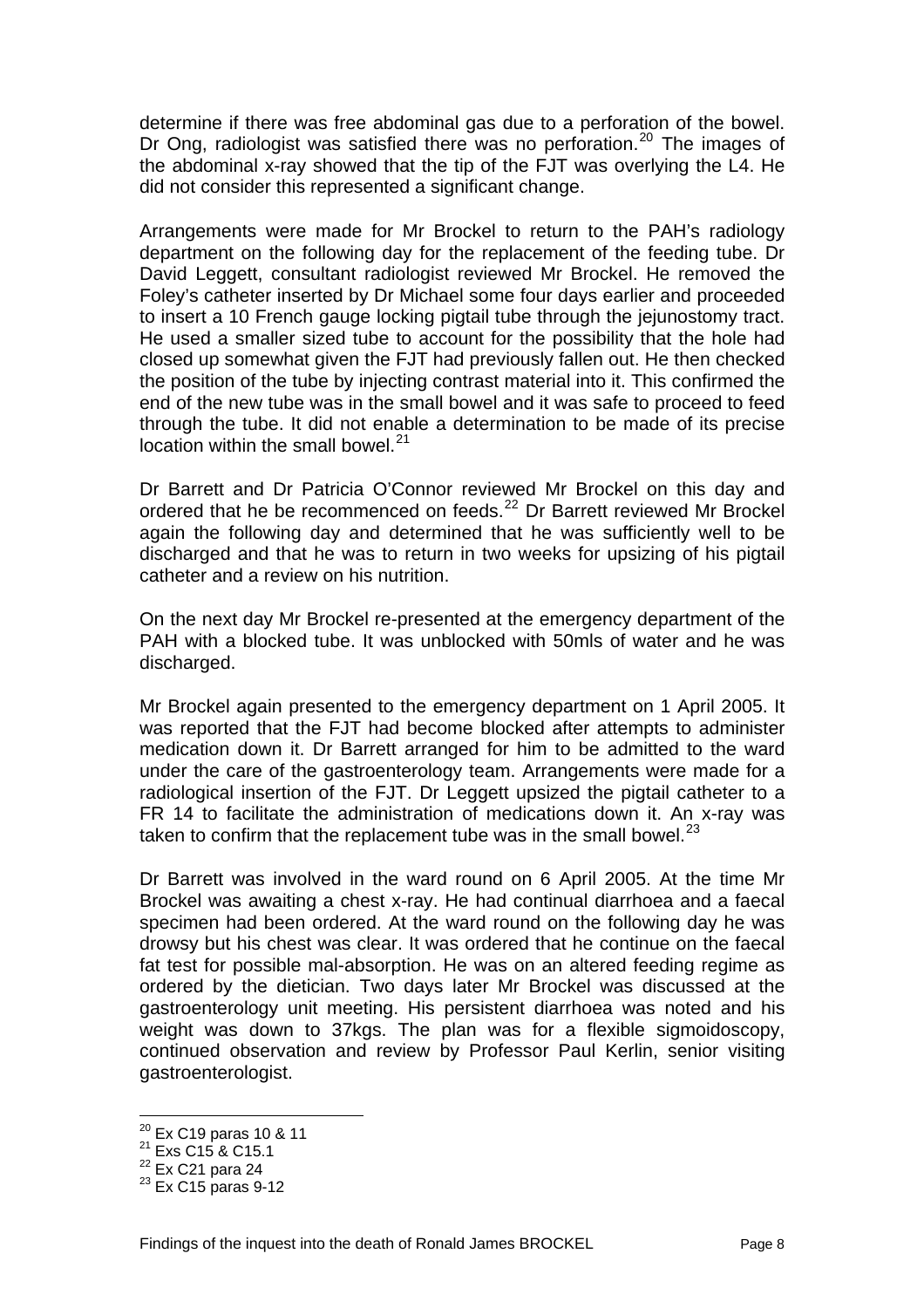determine if there was free abdominal gas due to a perforation of the bowel. Dr Ong, radiologist was satisfied there was no perforation.[20] The images of the abdominal x-ray showed that the tip of the FJT was overlying the L4. He did not consider this represented a significant change.

Arrangements were made for Mr Brockel to return to the PAH's radiology department on the following day for the replacement of the feeding tube. Dr David Leggett, consultant radiologist reviewed Mr Brockel. He removed the Foley's catheter inserted by Dr Michael some four days earlier and proceeded to insert a 10 French gauge locking pigtail tube through the jejunostomy tract. He used a smaller sized tube to account for the possibility that the hole had closed up somewhat given the FJT had previously fallen out. He then checked the position of the tube by injecting contrast material into it. This confirmed the end of the new tube was in the small bowel and it was safe to proceed to feed through the tube. It did not enable a determination to be made of its precise location within the small bowel.[21]

Dr Barrett and Dr Patricia O'Connor reviewed Mr Brockel on this day and ordered that he be recommenced on feeds.[22] Dr Barrett reviewed Mr Brockel again the following day and determined that he was sufficiently well to be discharged and that he was to return in two weeks for upsizing of his pigtail catheter and a review on his nutrition.

On the next day Mr Brockel re-presented at the emergency department of the PAH with a blocked tube. It was unblocked with 50mls of water and he was discharged.

Mr Brockel again presented to the emergency department on 1 April 2005. It was reported that the FJT had become blocked after attempts to administer medication down it. Dr Barrett arranged for him to be admitted to the ward under the care of the gastroenterology team. Arrangements were made for a radiological insertion of the FJT. Dr Leggett upsized the pigtail catheter to a FR 14 to facilitate the administration of medications down it. An x-ray was taken to confirm that the replacement tube was in the small bowel.[23]

Dr Barrett was involved in the ward round on 6 April 2005. At the time Mr Brockel was awaiting a chest x-ray. He had continual diarrhoea and a faecal specimen had been ordered. At the ward round on the following day he was drowsy but his chest was clear. It was ordered that he continue on the faecal fat test for possible mal-absorption. He was on an altered feeding regime as ordered by the dietician. Two days later Mr Brockel was discussed at the gastroenterology unit meeting. His persistent diarrhoea was noted and his weight was down to 37kgs. The plan was for a flexible sigmoidoscopy, continued observation and review by Professor Paul Kerlin, senior visiting gastroenterologist.

---

[20] Ex C19 paras 10 & 11
[21] Exs C15 & C15.1
[22] Ex C21 para 24
[23] Ex C15 paras 9-12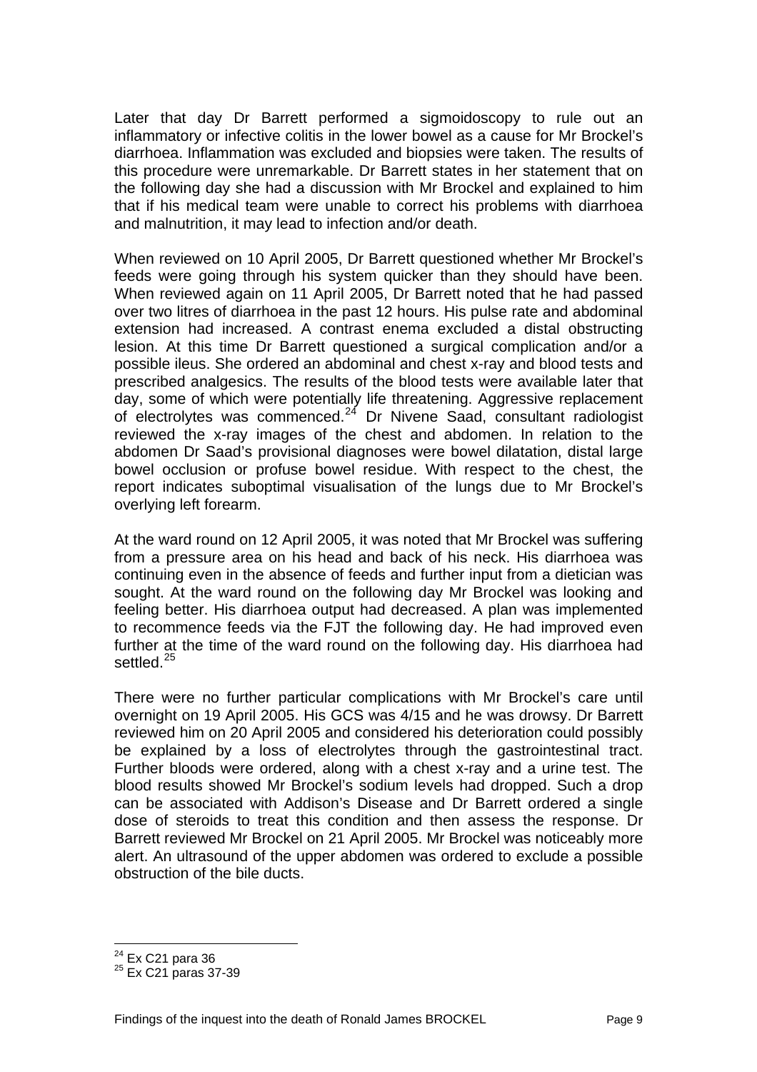Later that day Dr Barrett performed a sigmoidoscopy to rule out an inflammatory or infective colitis in the lower bowel as a cause for Mr Brockel's diarrhoea. Inflammation was excluded and biopsies were taken. The results of this procedure were unremarkable. Dr Barrett states in her statement that on the following day she had a discussion with Mr Brockel and explained to him that if his medical team were unable to correct his problems with diarrhoea and malnutrition, it may lead to infection and/or death.

When reviewed on 10 April 2005, Dr Barrett questioned whether Mr Brockel's feeds were going through his system quicker than they should have been. When reviewed again on 11 April 2005, Dr Barrett noted that he had passed over two litres of diarrhoea in the past 12 hours. His pulse rate and abdominal extension had increased. A contrast enema excluded a distal obstructing lesion. At this time Dr Barrett questioned a surgical complication and/or a possible ileus. She ordered an abdominal and chest x-ray and blood tests and prescribed analgesics. The results of the blood tests were available later that day, some of which were potentially life threatening. Aggressive replacement of electrolytes was commenced.[24] Dr Nivene Saad, consultant radiologist reviewed the x-ray images of the chest and abdomen. In relation to the abdomen Dr Saad's provisional diagnoses were bowel dilatation, distal large bowel occlusion or profuse bowel residue. With respect to the chest, the report indicates suboptimal visualisation of the lungs due to Mr Brockel's overlying left forearm.

At the ward round on 12 April 2005, it was noted that Mr Brockel was suffering from a pressure area on his head and back of his neck. His diarrhoea was continuing even in the absence of feeds and further input from a dietician was sought. At the ward round on the following day Mr Brockel was looking and feeling better. His diarrhoea output had decreased. A plan was implemented to recommence feeds via the FJT the following day. He had improved even further at the time of the ward round on the following day. His diarrhoea had settled.[25]

There were no further particular complications with Mr Brockel's care until overnight on 19 April 2005. His GCS was 4/15 and he was drowsy. Dr Barrett reviewed him on 20 April 2005 and considered his deterioration could possibly be explained by a loss of electrolytes through the gastrointestinal tract. Further bloods were ordered, along with a chest x-ray and a urine test. The blood results showed Mr Brockel's sodium levels had dropped. Such a drop can be associated with Addison's Disease and Dr Barrett ordered a single dose of steroids to treat this condition and then assess the response. Dr Barrett reviewed Mr Brockel on 21 April 2005. Mr Brockel was noticeably more alert. An ultrasound of the upper abdomen was ordered to exclude a possible obstruction of the bile ducts.

---

[24] Ex C21 para 36

[25] Ex C21 paras 37-39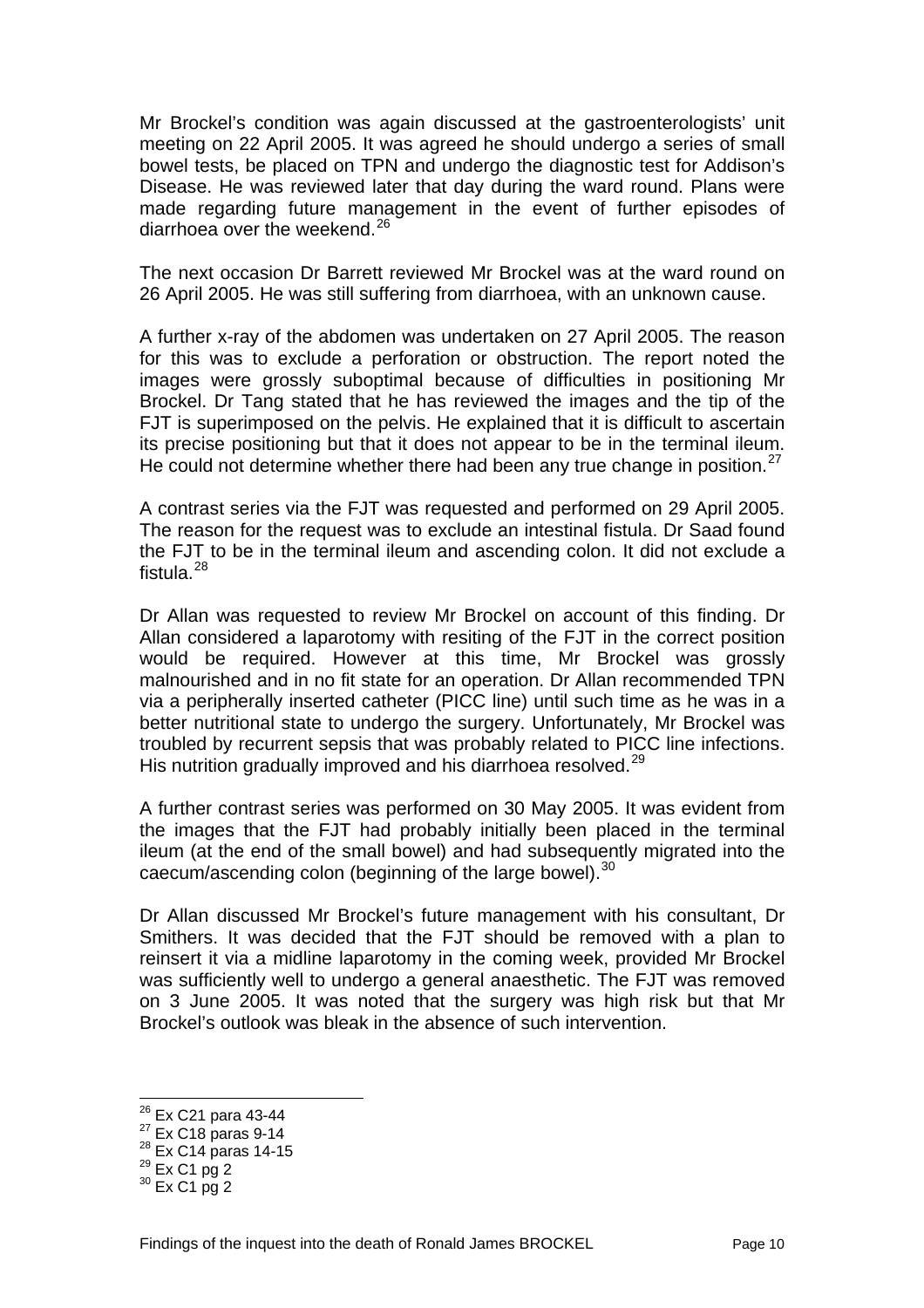Mr Brockel's condition was again discussed at the gastroenterologists' unit meeting on 22 April 2005. It was agreed he should undergo a series of small bowel tests, be placed on TPN and undergo the diagnostic test for Addison's Disease. He was reviewed later that day during the ward round. Plans were made regarding future management in the event of further episodes of diarrhoea over the weekend.[26]

The next occasion Dr Barrett reviewed Mr Brockel was at the ward round on 26 April 2005. He was still suffering from diarrhoea, with an unknown cause.

A further x-ray of the abdomen was undertaken on 27 April 2005. The reason for this was to exclude a perforation or obstruction. The report noted the images were grossly suboptimal because of difficulties in positioning Mr Brockel. Dr Tang stated that he has reviewed the images and the tip of the FJT is superimposed on the pelvis. He explained that it is difficult to ascertain its precise positioning but that it does not appear to be in the terminal ileum. He could not determine whether there had been any true change in position.[27]

A contrast series via the FJT was requested and performed on 29 April 2005. The reason for the request was to exclude an intestinal fistula. Dr Saad found the FJT to be in the terminal ileum and ascending colon. It did not exclude a fistula.[28]

Dr Allan was requested to review Mr Brockel on account of this finding. Dr Allan considered a laparotomy with resiting of the FJT in the correct position would be required. However at this time, Mr Brockel was grossly malnourished and in no fit state for an operation. Dr Allan recommended TPN via a peripherally inserted catheter (PICC line) until such time as he was in a better nutritional state to undergo the surgery. Unfortunately, Mr Brockel was troubled by recurrent sepsis that was probably related to PICC line infections. His nutrition gradually improved and his diarrhoea resolved.[29]

A further contrast series was performed on 30 May 2005. It was evident from the images that the FJT had probably initially been placed in the terminal ileum (at the end of the small bowel) and had subsequently migrated into the caecum/ascending colon (beginning of the large bowel).[30]

Dr Allan discussed Mr Brockel's future management with his consultant, Dr Smithers. It was decided that the FJT should be removed with a plan to reinsert it via a midline laparotomy in the coming week, provided Mr Brockel was sufficiently well to undergo a general anaesthetic. The FJT was removed on 3 June 2005. It was noted that the surgery was high risk but that Mr Brockel's outlook was bleak in the absence of such intervention.

---

[26] Ex C21 para 43-44
[27] Ex C18 paras 9-14
[28] Ex C14 paras 14-15
[29] Ex C1 pg 2
[30] Ex C1 pg 2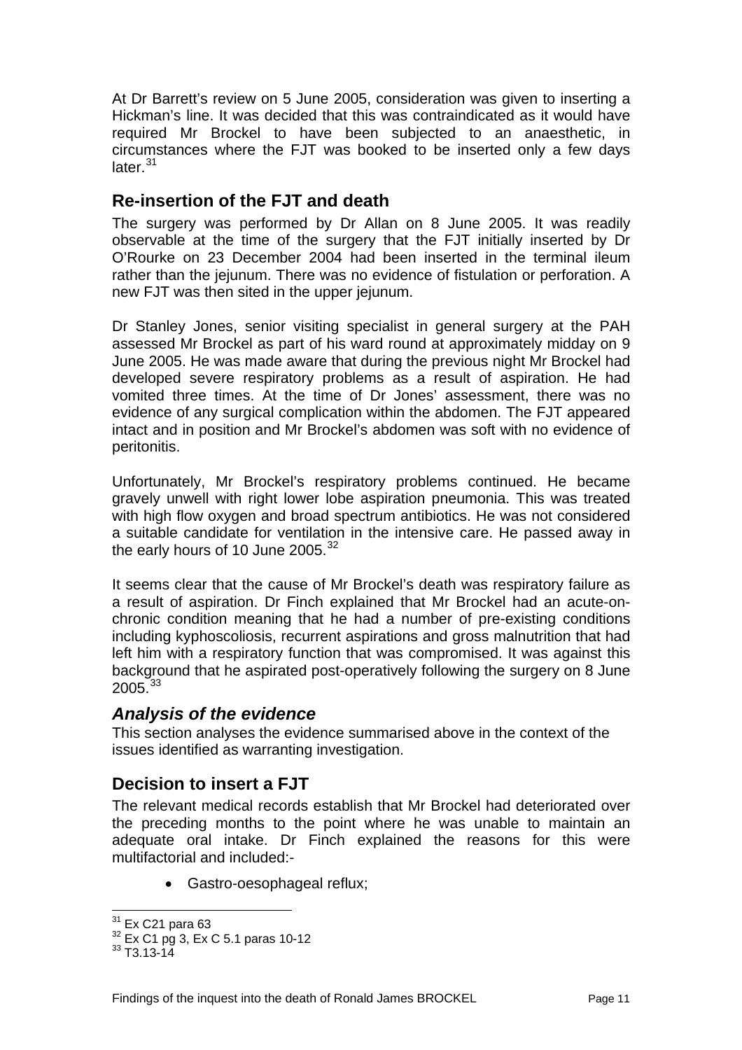At Dr Barrett's review on 5 June 2005, consideration was given to inserting a Hickman's line. It was decided that this was contraindicated as it would have required Mr Brockel to have been subjected to an anaesthetic, in circumstances where the FJT was booked to be inserted only a few days later.[31]

## Re-insertion of the FJT and death

The surgery was performed by Dr Allan on 8 June 2005. It was readily observable at the time of the surgery that the FJT initially inserted by Dr O'Rourke on 23 December 2004 had been inserted in the terminal ileum rather than the jejunum. There was no evidence of fistulation or perforation. A new FJT was then sited in the upper jejunum.

Dr Stanley Jones, senior visiting specialist in general surgery at the PAH assessed Mr Brockel as part of his ward round at approximately midday on 9 June 2005. He was made aware that during the previous night Mr Brockel had developed severe respiratory problems as a result of aspiration. He had vomited three times. At the time of Dr Jones' assessment, there was no evidence of any surgical complication within the abdomen. The FJT appeared intact and in position and Mr Brockel's abdomen was soft with no evidence of peritonitis.

Unfortunately, Mr Brockel's respiratory problems continued. He became gravely unwell with right lower lobe aspiration pneumonia. This was treated with high flow oxygen and broad spectrum antibiotics. He was not considered a suitable candidate for ventilation in the intensive care. He passed away in the early hours of 10 June 2005.[32]

It seems clear that the cause of Mr Brockel's death was respiratory failure as a result of aspiration. Dr Finch explained that Mr Brockel had an acute-on-chronic condition meaning that he had a number of pre-existing conditions including kyphoscoliosis, recurrent aspirations and gross malnutrition that had left him with a respiratory function that was compromised. It was against this background that he aspirated post-operatively following the surgery on 8 June 2005.[33]

### *Analysis of the evidence*

This section analyses the evidence summarised above in the context of the issues identified as warranting investigation.

## Decision to insert a FJT

The relevant medical records establish that Mr Brockel had deteriorated over the preceding months to the point where he was unable to maintain an adequate oral intake. Dr Finch explained the reasons for this were multifactorial and included:-

- Gastro-oesophageal reflux;

---

[31] Ex C21 para 63
[32] Ex C1 pg 3, Ex C 5.1 paras 10-12
[33] T3.13-14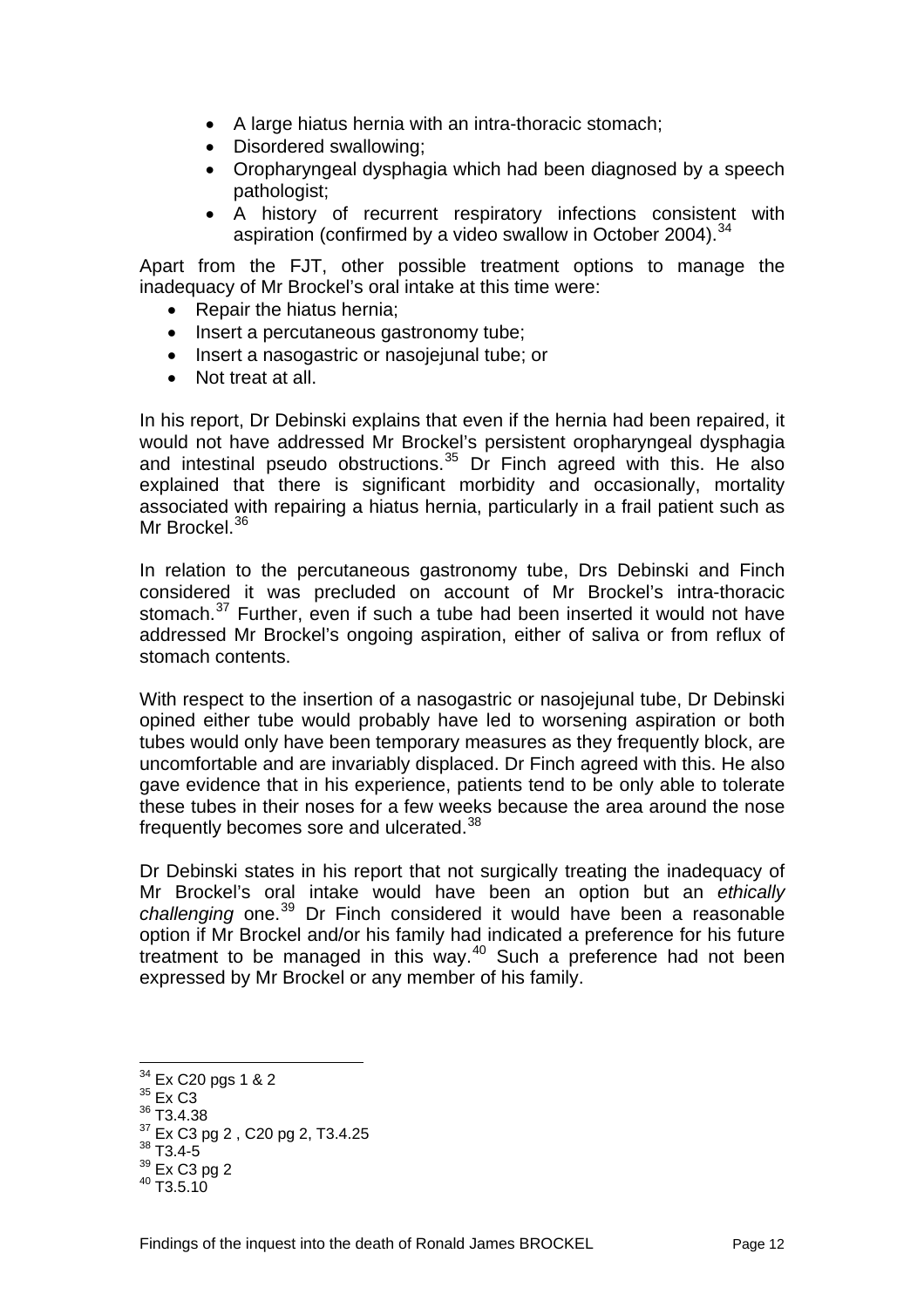- A large hiatus hernia with an intra-thoracic stomach;
- Disordered swallowing;
- Oropharyngeal dysphagia which had been diagnosed by a speech pathologist;
- A history of recurrent respiratory infections consistent with aspiration (confirmed by a video swallow in October 2004).[34]

Apart from the FJT, other possible treatment options to manage the inadequacy of Mr Brockel's oral intake at this time were:

- Repair the hiatus hernia;
- Insert a percutaneous gastronomy tube;
- Insert a nasogastric or nasojejunal tube; or
- Not treat at all.

In his report, Dr Debinski explains that even if the hernia had been repaired, it would not have addressed Mr Brockel's persistent oropharyngeal dysphagia and intestinal pseudo obstructions.[35] Dr Finch agreed with this. He also explained that there is significant morbidity and occasionally, mortality associated with repairing a hiatus hernia, particularly in a frail patient such as Mr Brockel.[36]

In relation to the percutaneous gastronomy tube, Drs Debinski and Finch considered it was precluded on account of Mr Brockel's intra-thoracic stomach.[37] Further, even if such a tube had been inserted it would not have addressed Mr Brockel's ongoing aspiration, either of saliva or from reflux of stomach contents.

With respect to the insertion of a nasogastric or nasojejunal tube, Dr Debinski opined either tube would probably have led to worsening aspiration or both tubes would only have been temporary measures as they frequently block, are uncomfortable and are invariably displaced. Dr Finch agreed with this. He also gave evidence that in his experience, patients tend to be only able to tolerate these tubes in their noses for a few weeks because the area around the nose frequently becomes sore and ulcerated.[38]

Dr Debinski states in his report that not surgically treating the inadequacy of Mr Brockel's oral intake would have been an option but an *ethically challenging* one.[39] Dr Finch considered it would have been a reasonable option if Mr Brockel and/or his family had indicated a preference for his future treatment to be managed in this way.[40] Such a preference had not been expressed by Mr Brockel or any member of his family.

---

[34] Ex C20 pgs 1 & 2
[35] Ex C3
[36] T3.4.38
[37] Ex C3 pg 2 , C20 pg 2, T3.4.25
[38] T3.4-5
[39] Ex C3 pg 2
[40] T3.5.10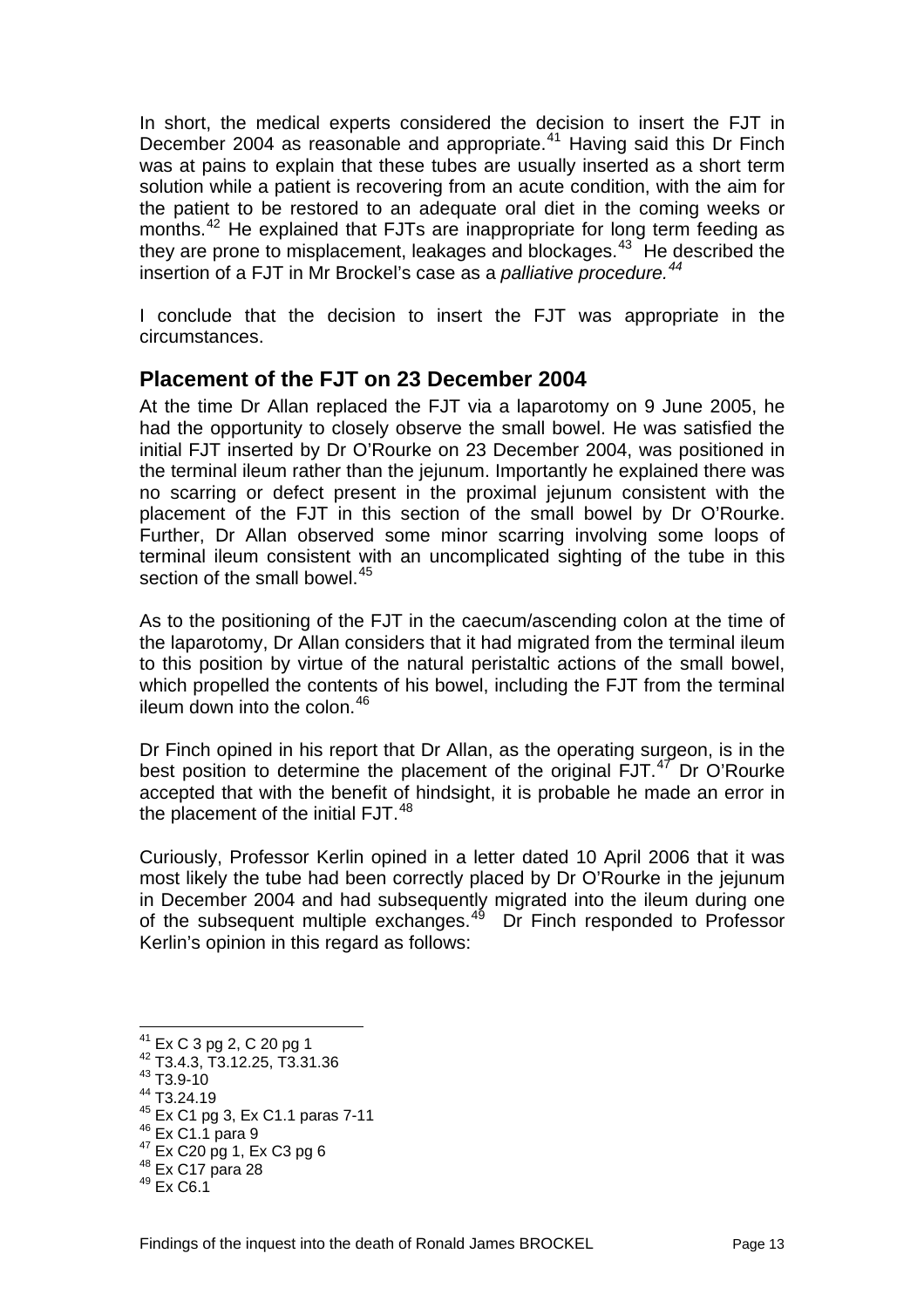In short, the medical experts considered the decision to insert the FJT in December 2004 as reasonable and appropriate.[41] Having said this Dr Finch was at pains to explain that these tubes are usually inserted as a short term solution while a patient is recovering from an acute condition, with the aim for the patient to be restored to an adequate oral diet in the coming weeks or months.[42] He explained that FJTs are inappropriate for long term feeding as they are prone to misplacement, leakages and blockages.[43] He described the insertion of a FJT in Mr Brockel's case as a *palliative procedure.*[44]

I conclude that the decision to insert the FJT was appropriate in the circumstances.

## Placement of the FJT on 23 December 2004

At the time Dr Allan replaced the FJT via a laparotomy on 9 June 2005, he had the opportunity to closely observe the small bowel. He was satisfied the initial FJT inserted by Dr O'Rourke on 23 December 2004, was positioned in the terminal ileum rather than the jejunum. Importantly he explained there was no scarring or defect present in the proximal jejunum consistent with the placement of the FJT in this section of the small bowel by Dr O'Rourke. Further, Dr Allan observed some minor scarring involving some loops of terminal ileum consistent with an uncomplicated sighting of the tube in this section of the small bowel.[45]

As to the positioning of the FJT in the caecum/ascending colon at the time of the laparotomy, Dr Allan considers that it had migrated from the terminal ileum to this position by virtue of the natural peristaltic actions of the small bowel, which propelled the contents of his bowel, including the FJT from the terminal ileum down into the colon.[46]

Dr Finch opined in his report that Dr Allan, as the operating surgeon, is in the best position to determine the placement of the original FJT.[47] Dr O'Rourke accepted that with the benefit of hindsight, it is probable he made an error in the placement of the initial FJT.[48]

Curiously, Professor Kerlin opined in a letter dated 10 April 2006 that it was most likely the tube had been correctly placed by Dr O'Rourke in the jejunum in December 2004 and had subsequently migrated into the ileum during one of the subsequent multiple exchanges.[49] Dr Finch responded to Professor Kerlin's opinion in this regard as follows:

---

[41] Ex C 3 pg 2, C 20 pg 1
[42] T3.4.3, T3.12.25, T3.31.36
[43] T3.9-10
[44] T3.24.19
[45] Ex C1 pg 3, Ex C1.1 paras 7-11
[46] Ex C1.1 para 9
[47] Ex C20 pg 1, Ex C3 pg 6
[48] Ex C17 para 28
[49] Ex C6.1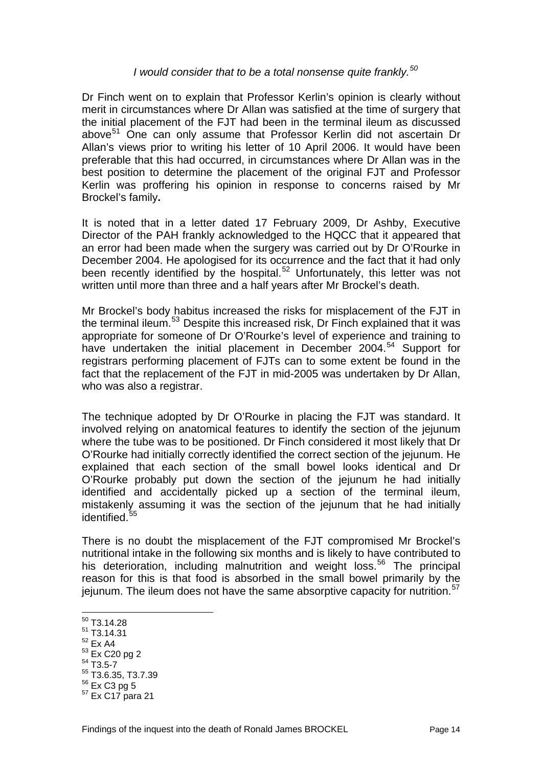*I would consider that to be a total nonsense quite frankly.[50]*

Dr Finch went on to explain that Professor Kerlin's opinion is clearly without merit in circumstances where Dr Allan was satisfied at the time of surgery that the initial placement of the FJT had been in the terminal ileum as discussed above[51] One can only assume that Professor Kerlin did not ascertain Dr Allan's views prior to writing his letter of 10 April 2006. It would have been preferable that this had occurred, in circumstances where Dr Allan was in the best position to determine the placement of the original FJT and Professor Kerlin was proffering his opinion in response to concerns raised by Mr Brockel's family**.**

It is noted that in a letter dated 17 February 2009, Dr Ashby, Executive Director of the PAH frankly acknowledged to the HQCC that it appeared that an error had been made when the surgery was carried out by Dr O'Rourke in December 2004. He apologised for its occurrence and the fact that it had only been recently identified by the hospital.[52] Unfortunately, this letter was not written until more than three and a half years after Mr Brockel's death.

Mr Brockel's body habitus increased the risks for misplacement of the FJT in the terminal ileum.[53] Despite this increased risk, Dr Finch explained that it was appropriate for someone of Dr O'Rourke's level of experience and training to have undertaken the initial placement in December 2004.[54] Support for registrars performing placement of FJTs can to some extent be found in the fact that the replacement of the FJT in mid-2005 was undertaken by Dr Allan, who was also a registrar.

The technique adopted by Dr O'Rourke in placing the FJT was standard. It involved relying on anatomical features to identify the section of the jejunum where the tube was to be positioned. Dr Finch considered it most likely that Dr O'Rourke had initially correctly identified the correct section of the jejunum. He explained that each section of the small bowel looks identical and Dr O'Rourke probably put down the section of the jejunum he had initially identified and accidentally picked up a section of the terminal ileum, mistakenly assuming it was the section of the jejunum that he had initially identified.[55]

There is no doubt the misplacement of the FJT compromised Mr Brockel's nutritional intake in the following six months and is likely to have contributed to his deterioration, including malnutrition and weight loss.[56] The principal reason for this is that food is absorbed in the small bowel primarily by the jejunum. The ileum does not have the same absorptive capacity for nutrition.[57]

---

[50] T3.14.28
[51] T3.14.31
[52] Ex A4
[53] Ex C20 pg 2
[54] T3.5-7
[55] T3.6.35, T3.7.39
[56] Ex C3 pg 5
[57] Ex C17 para 21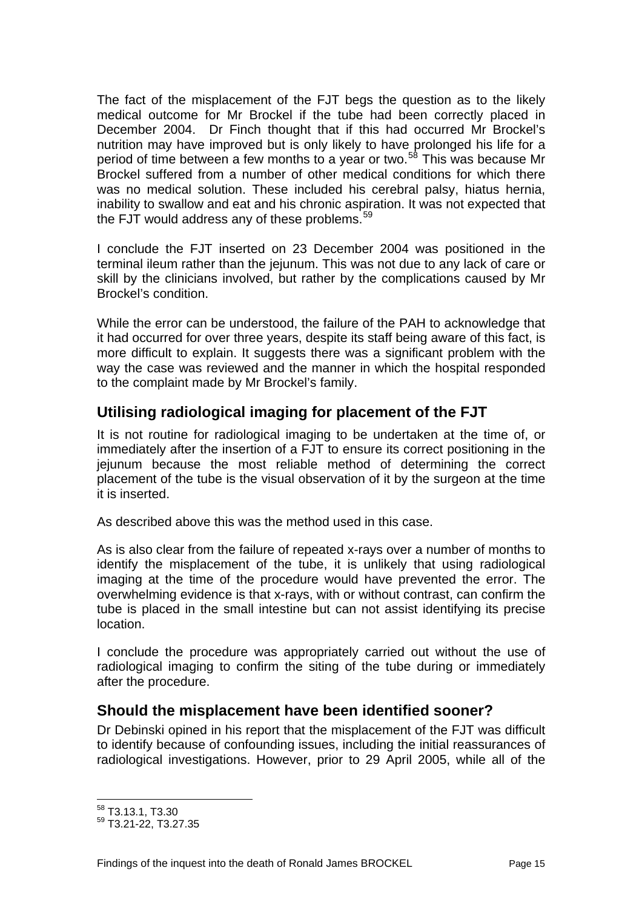The fact of the misplacement of the FJT begs the question as to the likely medical outcome for Mr Brockel if the tube had been correctly placed in December 2004. Dr Finch thought that if this had occurred Mr Brockel's nutrition may have improved but is only likely to have prolonged his life for a period of time between a few months to a year or two.[58] This was because Mr Brockel suffered from a number of other medical conditions for which there was no medical solution. These included his cerebral palsy, hiatus hernia, inability to swallow and eat and his chronic aspiration. It was not expected that the FJT would address any of these problems.[59]

I conclude the FJT inserted on 23 December 2004 was positioned in the terminal ileum rather than the jejunum. This was not due to any lack of care or skill by the clinicians involved, but rather by the complications caused by Mr Brockel's condition.

While the error can be understood, the failure of the PAH to acknowledge that it had occurred for over three years, despite its staff being aware of this fact, is more difficult to explain. It suggests there was a significant problem with the way the case was reviewed and the manner in which the hospital responded to the complaint made by Mr Brockel's family.

## Utilising radiological imaging for placement of the FJT

It is not routine for radiological imaging to be undertaken at the time of, or immediately after the insertion of a FJT to ensure its correct positioning in the jejunum because the most reliable method of determining the correct placement of the tube is the visual observation of it by the surgeon at the time it is inserted.

As described above this was the method used in this case.

As is also clear from the failure of repeated x-rays over a number of months to identify the misplacement of the tube, it is unlikely that using radiological imaging at the time of the procedure would have prevented the error. The overwhelming evidence is that x-rays, with or without contrast, can confirm the tube is placed in the small intestine but can not assist identifying its precise location.

I conclude the procedure was appropriately carried out without the use of radiological imaging to confirm the siting of the tube during or immediately after the procedure.

## Should the misplacement have been identified sooner?

Dr Debinski opined in his report that the misplacement of the FJT was difficult to identify because of confounding issues, including the initial reassurances of radiological investigations. However, prior to 29 April 2005, while all of the

---

[58] T3.13.1, T3.30

[59] T3.21-22, T3.27.35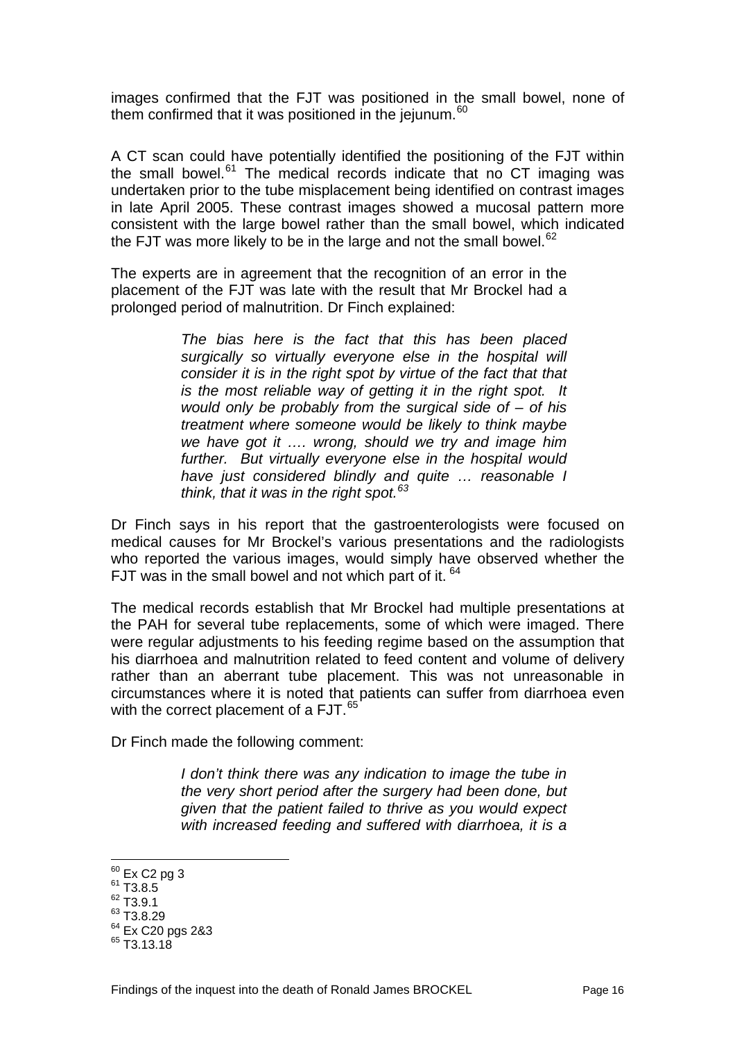images confirmed that the FJT was positioned in the small bowel, none of them confirmed that it was positioned in the jejunum.[60]

A CT scan could have potentially identified the positioning of the FJT within the small bowel.[61] The medical records indicate that no CT imaging was undertaken prior to the tube misplacement being identified on contrast images in late April 2005. These contrast images showed a mucosal pattern more consistent with the large bowel rather than the small bowel, which indicated the FJT was more likely to be in the large and not the small bowel.[62]

The experts are in agreement that the recognition of an error in the placement of the FJT was late with the result that Mr Brockel had a prolonged period of malnutrition. Dr Finch explained:

> *The bias here is the fact that this has been placed surgically so virtually everyone else in the hospital will consider it is in the right spot by virtue of the fact that that is the most reliable way of getting it in the right spot. It would only be probably from the surgical side of – of his treatment where someone would be likely to think maybe we have got it …. wrong, should we try and image him further. But virtually everyone else in the hospital would have just considered blindly and quite … reasonable I think, that it was in the right spot.*[63]

Dr Finch says in his report that the gastroenterologists were focused on medical causes for Mr Brockel's various presentations and the radiologists who reported the various images, would simply have observed whether the FJT was in the small bowel and not which part of it.[64]

The medical records establish that Mr Brockel had multiple presentations at the PAH for several tube replacements, some of which were imaged. There were regular adjustments to his feeding regime based on the assumption that his diarrhoea and malnutrition related to feed content and volume of delivery rather than an aberrant tube placement. This was not unreasonable in circumstances where it is noted that patients can suffer from diarrhoea even with the correct placement of a FJT.[65]

Dr Finch made the following comment:

> *I don't think there was any indication to image the tube in the very short period after the surgery had been done, but given that the patient failed to thrive as you would expect with increased feeding and suffered with diarrhoea, it is a*

---

[60] Ex C2 pg 3
[61] T3.8.5
[62] T3.9.1
[63] T3.8.29
[64] Ex C20 pgs 2&3
[65] T3.13.18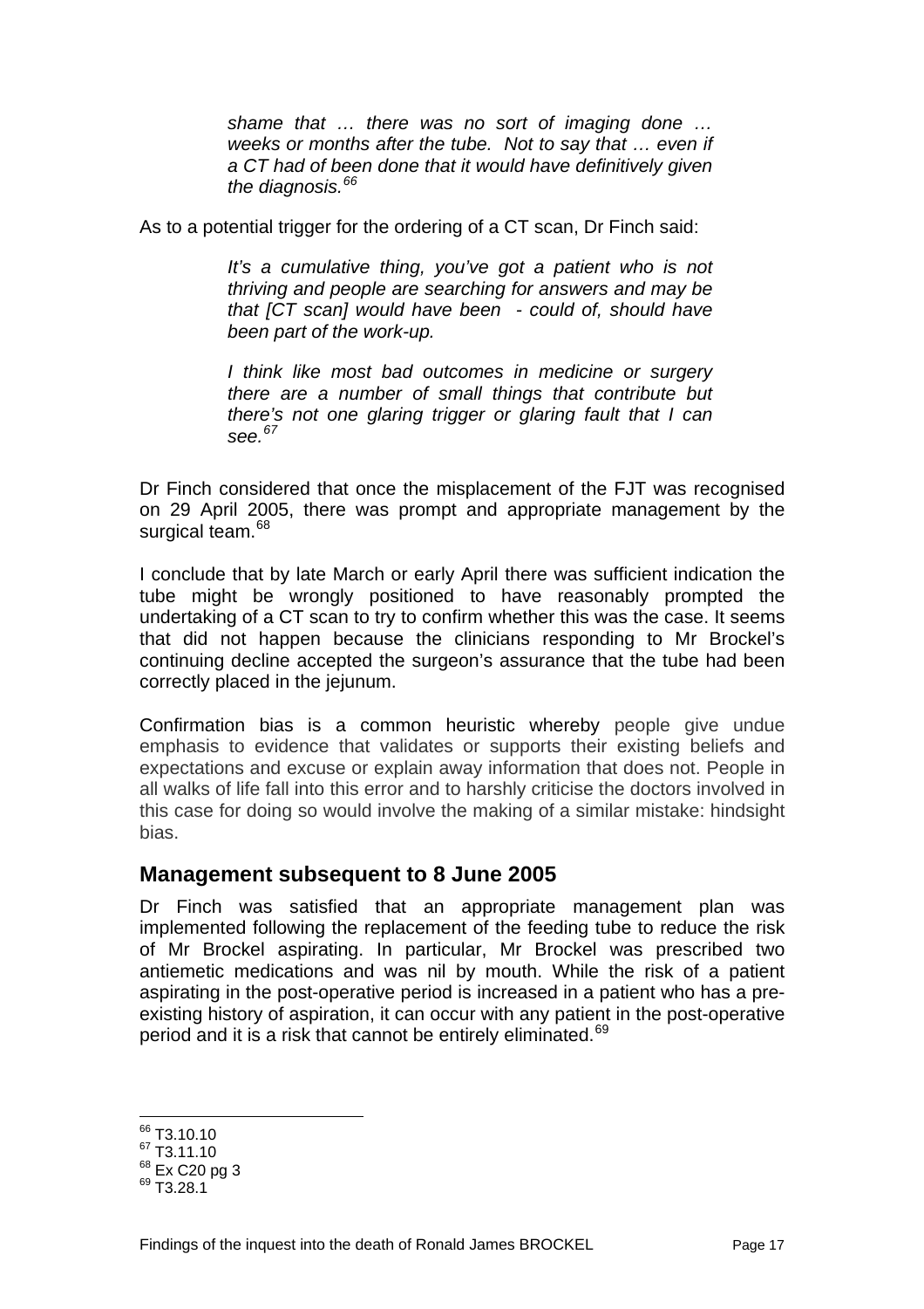> *shame that … there was no sort of imaging done … weeks or months after the tube. Not to say that … even if a CT had of been done that it would have definitively given the diagnosis.*[66]

As to a potential trigger for the ordering of a CT scan, Dr Finch said:

> *It's a cumulative thing, you've got a patient who is not thriving and people are searching for answers and may be that [CT scan] would have been - could of, should have been part of the work-up.*
>
> *I think like most bad outcomes in medicine or surgery there are a number of small things that contribute but there's not one glaring trigger or glaring fault that I can see.*[67]

Dr Finch considered that once the misplacement of the FJT was recognised on 29 April 2005, there was prompt and appropriate management by the surgical team.[68]

I conclude that by late March or early April there was sufficient indication the tube might be wrongly positioned to have reasonably prompted the undertaking of a CT scan to try to confirm whether this was the case. It seems that did not happen because the clinicians responding to Mr Brockel's continuing decline accepted the surgeon's assurance that the tube had been correctly placed in the jejunum.

Confirmation bias is a common heuristic whereby people give undue emphasis to evidence that validates or supports their existing beliefs and expectations and excuse or explain away information that does not. People in all walks of life fall into this error and to harshly criticise the doctors involved in this case for doing so would involve the making of a similar mistake: hindsight bias.

## Management subsequent to 8 June 2005

Dr Finch was satisfied that an appropriate management plan was implemented following the replacement of the feeding tube to reduce the risk of Mr Brockel aspirating. In particular, Mr Brockel was prescribed two antiemetic medications and was nil by mouth. While the risk of a patient aspirating in the post-operative period is increased in a patient who has a pre-existing history of aspiration, it can occur with any patient in the post-operative period and it is a risk that cannot be entirely eliminated.[69]

---

[66] T3.10.10
[67] T3.11.10
[68] Ex C20 pg 3
[69] T3.28.1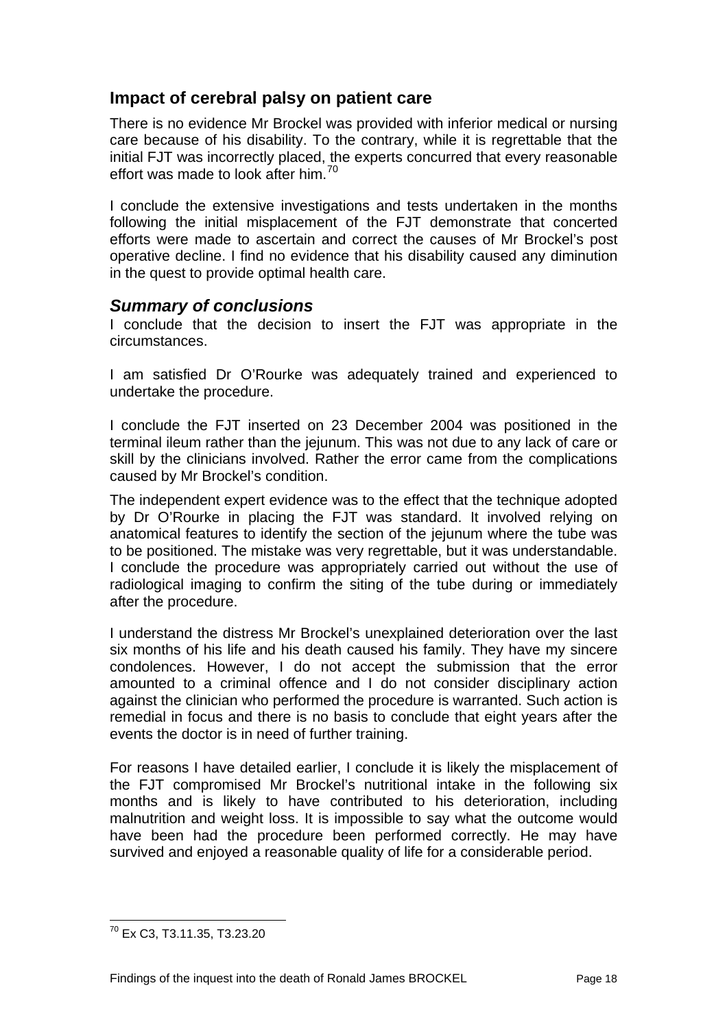## Impact of cerebral palsy on patient care

There is no evidence Mr Brockel was provided with inferior medical or nursing care because of his disability. To the contrary, while it is regrettable that the initial FJT was incorrectly placed, the experts concurred that every reasonable effort was made to look after him.[70]

I conclude the extensive investigations and tests undertaken in the months following the initial misplacement of the FJT demonstrate that concerted efforts were made to ascertain and correct the causes of Mr Brockel's post operative decline. I find no evidence that his disability caused any diminution in the quest to provide optimal health care.

### *Summary of conclusions*

I conclude that the decision to insert the FJT was appropriate in the circumstances.

I am satisfied Dr O'Rourke was adequately trained and experienced to undertake the procedure.

I conclude the FJT inserted on 23 December 2004 was positioned in the terminal ileum rather than the jejunum. This was not due to any lack of care or skill by the clinicians involved. Rather the error came from the complications caused by Mr Brockel's condition.

The independent expert evidence was to the effect that the technique adopted by Dr O'Rourke in placing the FJT was standard. It involved relying on anatomical features to identify the section of the jejunum where the tube was to be positioned. The mistake was very regrettable, but it was understandable. I conclude the procedure was appropriately carried out without the use of radiological imaging to confirm the siting of the tube during or immediately after the procedure.

I understand the distress Mr Brockel's unexplained deterioration over the last six months of his life and his death caused his family. They have my sincere condolences. However, I do not accept the submission that the error amounted to a criminal offence and I do not consider disciplinary action against the clinician who performed the procedure is warranted. Such action is remedial in focus and there is no basis to conclude that eight years after the events the doctor is in need of further training.

For reasons I have detailed earlier, I conclude it is likely the misplacement of the FJT compromised Mr Brockel's nutritional intake in the following six months and is likely to have contributed to his deterioration, including malnutrition and weight loss. It is impossible to say what the outcome would have been had the procedure been performed correctly. He may have survived and enjoyed a reasonable quality of life for a considerable period.

---

[70] Ex C3, T3.11.35, T3.23.20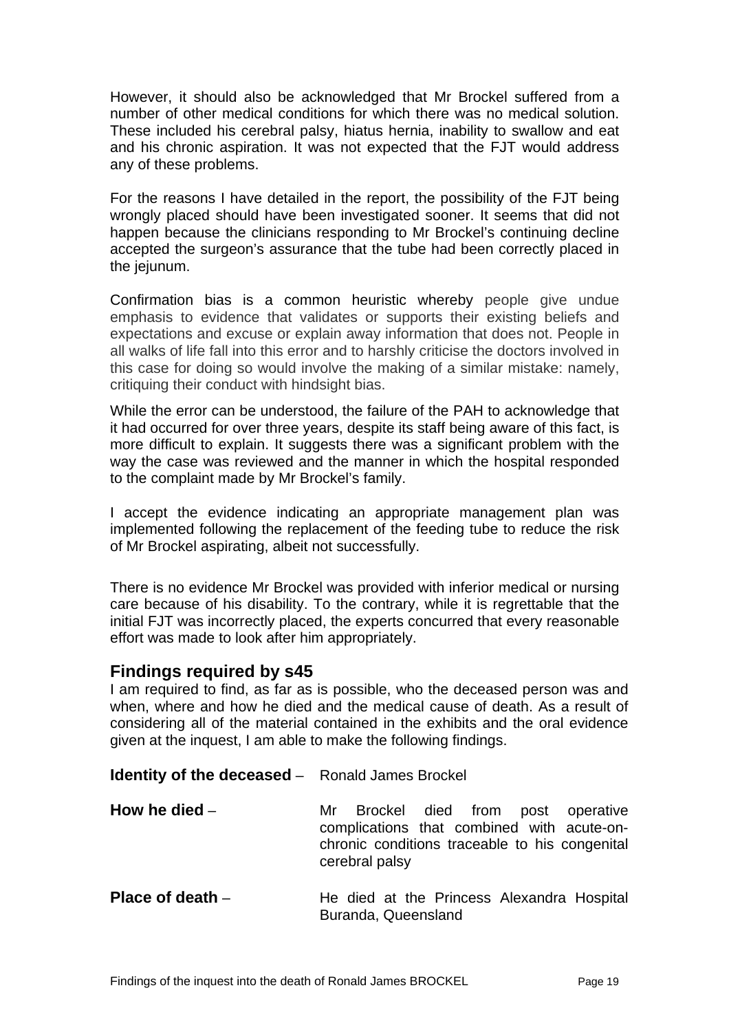However, it should also be acknowledged that Mr Brockel suffered from a number of other medical conditions for which there was no medical solution. These included his cerebral palsy, hiatus hernia, inability to swallow and eat and his chronic aspiration. It was not expected that the FJT would address any of these problems.

For the reasons I have detailed in the report, the possibility of the FJT being wrongly placed should have been investigated sooner. It seems that did not happen because the clinicians responding to Mr Brockel's continuing decline accepted the surgeon's assurance that the tube had been correctly placed in the jejunum.

Confirmation bias is a common heuristic whereby people give undue emphasis to evidence that validates or supports their existing beliefs and expectations and excuse or explain away information that does not. People in all walks of life fall into this error and to harshly criticise the doctors involved in this case for doing so would involve the making of a similar mistake: namely, critiquing their conduct with hindsight bias.

While the error can be understood, the failure of the PAH to acknowledge that it had occurred for over three years, despite its staff being aware of this fact, is more difficult to explain. It suggests there was a significant problem with the way the case was reviewed and the manner in which the hospital responded to the complaint made by Mr Brockel's family.

I accept the evidence indicating an appropriate management plan was implemented following the replacement of the feeding tube to reduce the risk of Mr Brockel aspirating, albeit not successfully.

There is no evidence Mr Brockel was provided with inferior medical or nursing care because of his disability. To the contrary, while it is regrettable that the initial FJT was incorrectly placed, the experts concurred that every reasonable effort was made to look after him appropriately.

## Findings required by s45

I am required to find, as far as is possible, who the deceased person was and when, where and how he died and the medical cause of death. As a result of considering all of the material contained in the exhibits and the oral evidence given at the inquest, I am able to make the following findings.

**Identity of the deceased** – Ronald James Brockel

**How he died** – Mr Brockel died from post operative complications that combined with acute-on-chronic conditions traceable to his congenital cerebral palsy

**Place of death** – He died at the Princess Alexandra Hospital Buranda, Queensland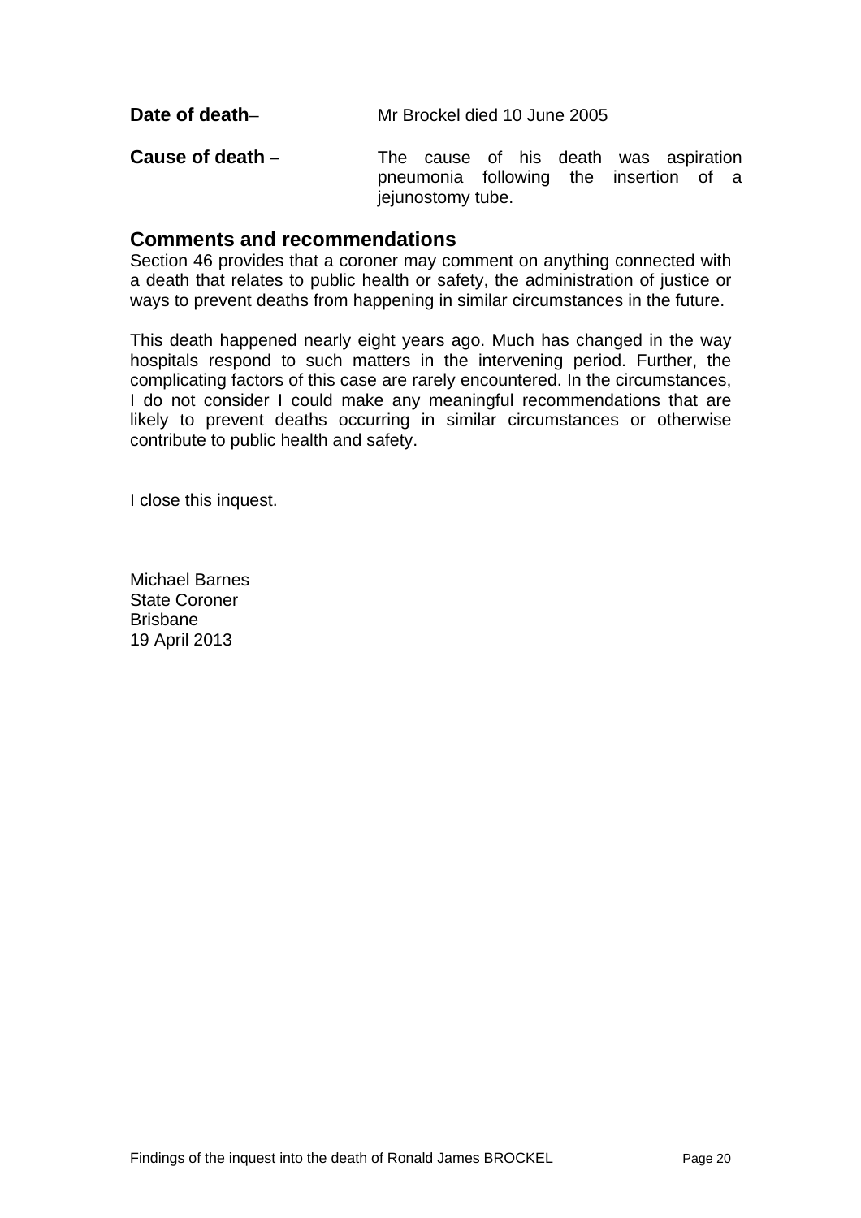**Date of death**– Mr Brockel died 10 June 2005

**Cause of death** – The cause of his death was aspiration pneumonia following the insertion of a jejunostomy tube.

## Comments and recommendations

Section 46 provides that a coroner may comment on anything connected with a death that relates to public health or safety, the administration of justice or ways to prevent deaths from happening in similar circumstances in the future.

This death happened nearly eight years ago. Much has changed in the way hospitals respond to such matters in the intervening period. Further, the complicating factors of this case are rarely encountered. In the circumstances, I do not consider I could make any meaningful recommendations that are likely to prevent deaths occurring in similar circumstances or otherwise contribute to public health and safety.

I close this inquest.

Michael Barnes
State Coroner
Brisbane
19 April 2013